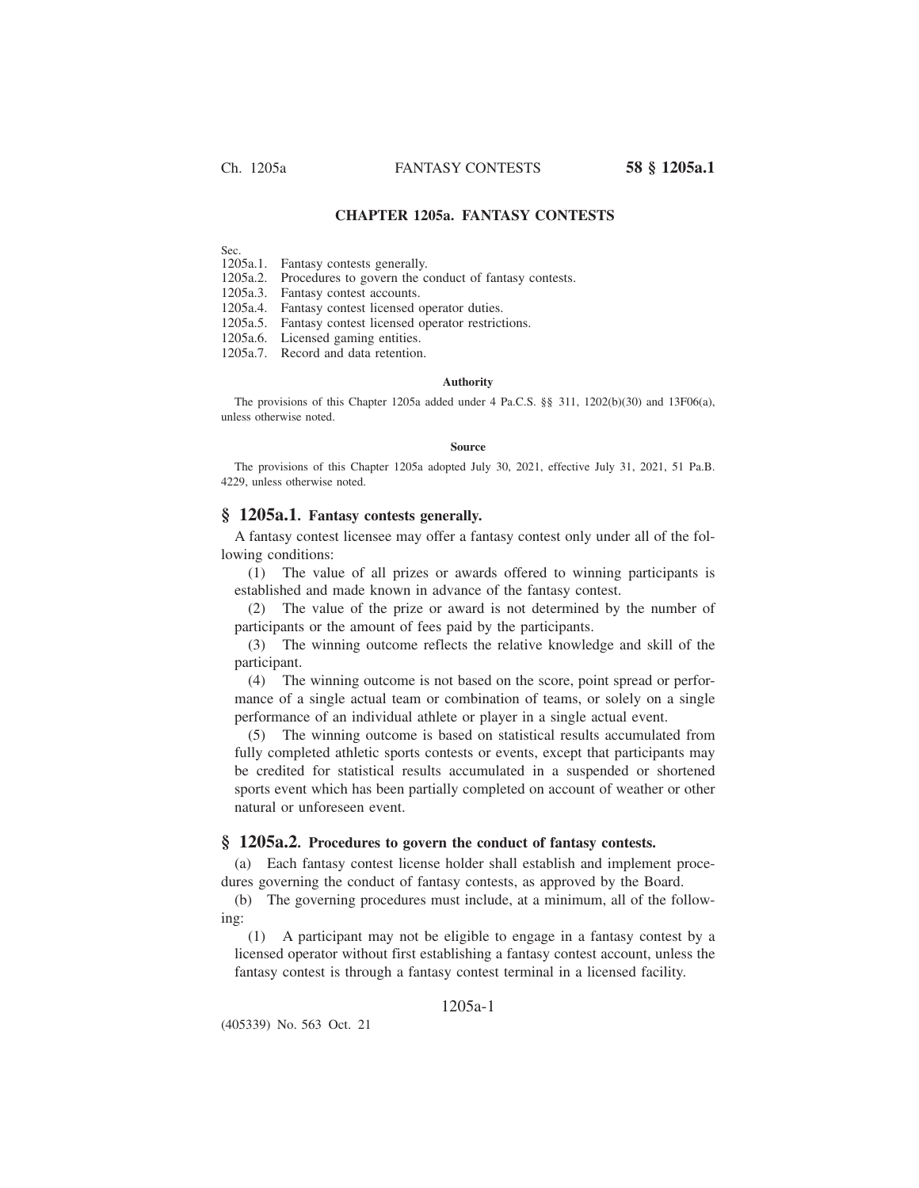# CHAPTER 1205a. FANTASY CONTESTS

Sec.
1205a.1. Fantasy contests generally.
1205a.2. Procedures to govern the conduct of fantasy contests.
1205a.3. Fantasy contest accounts.
1205a.4. Fantasy contest licensed operator duties.
1205a.5. Fantasy contest licensed operator restrictions.
1205a.6. Licensed gaming entities.
1205a.7. Record and data retention.

#### Authority

The provisions of this Chapter 1205a added under 4 Pa.C.S. §§ 311, 1202(b)(30) and 13F06(a), unless otherwise noted.

#### Source

The provisions of this Chapter 1205a adopted July 30, 2021, effective July 31, 2021, 51 Pa.B. 4229, unless otherwise noted.

## § 1205a.1. Fantasy contests generally.

A fantasy contest licensee may offer a fantasy contest only under all of the following conditions:

(1) The value of all prizes or awards offered to winning participants is established and made known in advance of the fantasy contest.

(2) The value of the prize or award is not determined by the number of participants or the amount of fees paid by the participants.

(3) The winning outcome reflects the relative knowledge and skill of the participant.

(4) The winning outcome is not based on the score, point spread or performance of a single actual team or combination of teams, or solely on a single performance of an individual athlete or player in a single actual event.

(5) The winning outcome is based on statistical results accumulated from fully completed athletic sports contests or events, except that participants may be credited for statistical results accumulated in a suspended or shortened sports event which has been partially completed on account of weather or other natural or unforeseen event.

## § 1205a.2. Procedures to govern the conduct of fantasy contests.

(a) Each fantasy contest license holder shall establish and implement procedures governing the conduct of fantasy contests, as approved by the Board.

(b) The governing procedures must include, at a minimum, all of the following:

(1) A participant may not be eligible to engage in a fantasy contest by a licensed operator without first establishing a fantasy contest account, unless the fantasy contest is through a fantasy contest terminal in a licensed facility.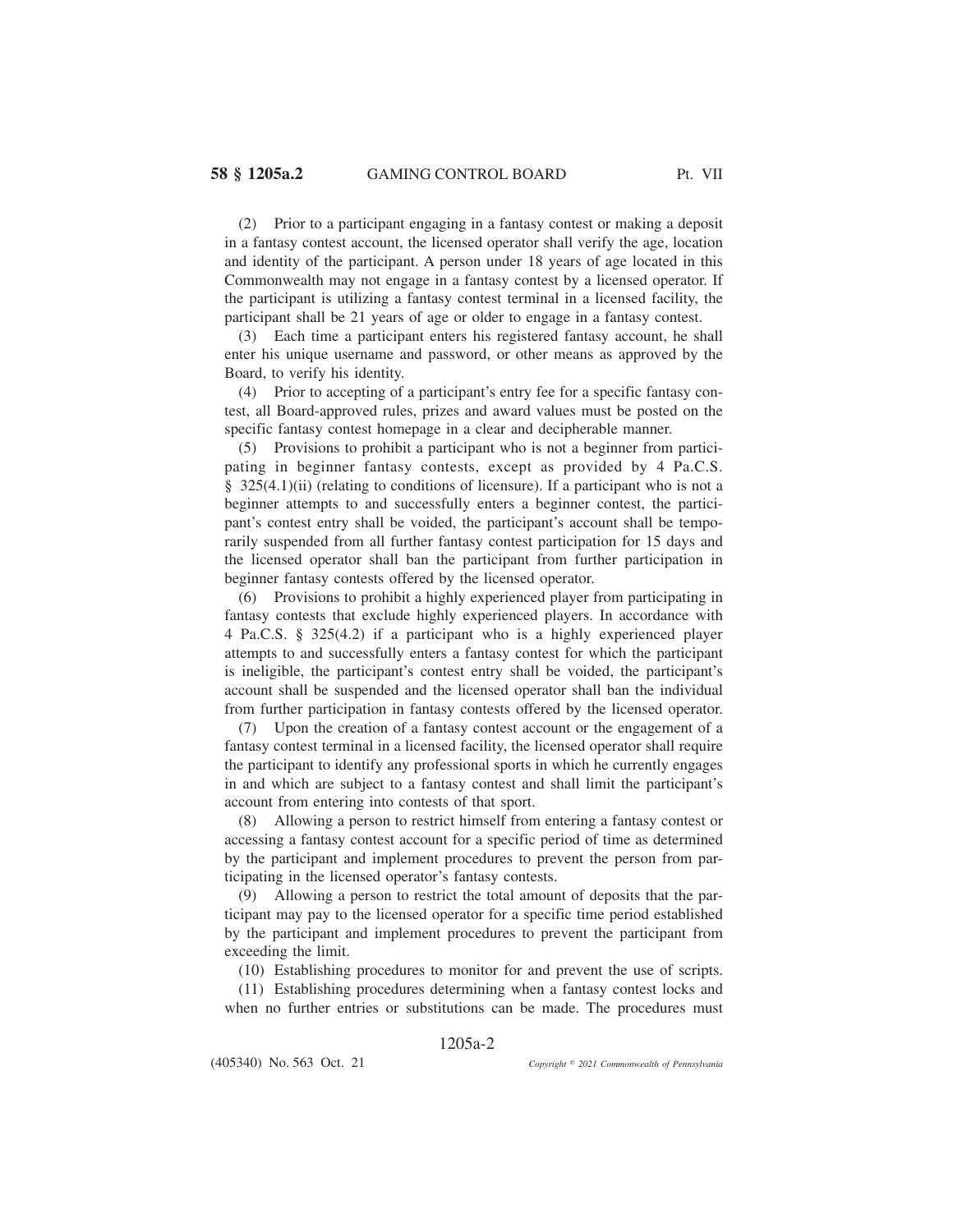(2) Prior to a participant engaging in a fantasy contest or making a deposit in a fantasy contest account, the licensed operator shall verify the age, location and identity of the participant. A person under 18 years of age located in this Commonwealth may not engage in a fantasy contest by a licensed operator. If the participant is utilizing a fantasy contest terminal in a licensed facility, the participant shall be 21 years of age or older to engage in a fantasy contest.

(3) Each time a participant enters his registered fantasy account, he shall enter his unique username and password, or other means as approved by the Board, to verify his identity.

(4) Prior to accepting of a participant's entry fee for a specific fantasy contest, all Board-approved rules, prizes and award values must be posted on the specific fantasy contest homepage in a clear and decipherable manner.

(5) Provisions to prohibit a participant who is not a beginner from participating in beginner fantasy contests, except as provided by 4 Pa.C.S. § 325(4.1)(ii) (relating to conditions of licensure). If a participant who is not a beginner attempts to and successfully enters a beginner contest, the participant's contest entry shall be voided, the participant's account shall be temporarily suspended from all further fantasy contest participation for 15 days and the licensed operator shall ban the participant from further participation in beginner fantasy contests offered by the licensed operator.

(6) Provisions to prohibit a highly experienced player from participating in fantasy contests that exclude highly experienced players. In accordance with 4 Pa.C.S. § 325(4.2) if a participant who is a highly experienced player attempts to and successfully enters a fantasy contest for which the participant is ineligible, the participant's contest entry shall be voided, the participant's account shall be suspended and the licensed operator shall ban the individual from further participation in fantasy contests offered by the licensed operator.

(7) Upon the creation of a fantasy contest account or the engagement of a fantasy contest terminal in a licensed facility, the licensed operator shall require the participant to identify any professional sports in which he currently engages in and which are subject to a fantasy contest and shall limit the participant's account from entering into contests of that sport.

(8) Allowing a person to restrict himself from entering a fantasy contest or accessing a fantasy contest account for a specific period of time as determined by the participant and implement procedures to prevent the person from participating in the licensed operator's fantasy contests.

(9) Allowing a person to restrict the total amount of deposits that the participant may pay to the licensed operator for a specific time period established by the participant and implement procedures to prevent the participant from exceeding the limit.

(10) Establishing procedures to monitor for and prevent the use of scripts.

(11) Establishing procedures determining when a fantasy contest locks and when no further entries or substitutions can be made. The procedures must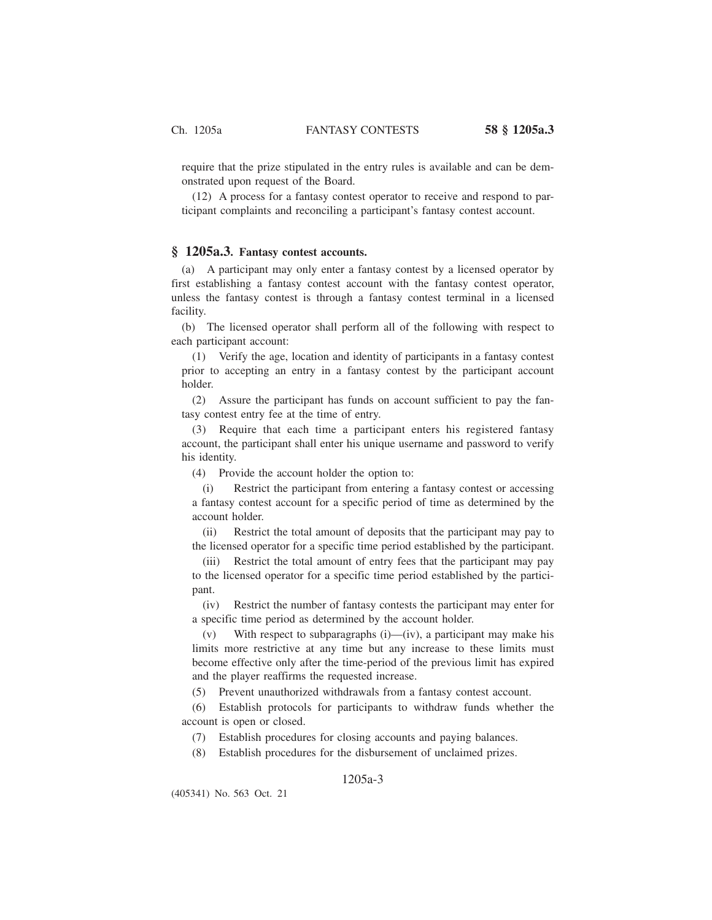require that the prize stipulated in the entry rules is available and can be demonstrated upon request of the Board.

(12) A process for a fantasy contest operator to receive and respond to participant complaints and reconciling a participant's fantasy contest account.

## § 1205a.3. Fantasy contest accounts.

(a) A participant may only enter a fantasy contest by a licensed operator by first establishing a fantasy contest account with the fantasy contest operator, unless the fantasy contest is through a fantasy contest terminal in a licensed facility.

(b) The licensed operator shall perform all of the following with respect to each participant account:

(1) Verify the age, location and identity of participants in a fantasy contest prior to accepting an entry in a fantasy contest by the participant account holder.

(2) Assure the participant has funds on account sufficient to pay the fantasy contest entry fee at the time of entry.

(3) Require that each time a participant enters his registered fantasy account, the participant shall enter his unique username and password to verify his identity.

(4) Provide the account holder the option to:

(i) Restrict the participant from entering a fantasy contest or accessing a fantasy contest account for a specific period of time as determined by the account holder.

(ii) Restrict the total amount of deposits that the participant may pay to the licensed operator for a specific time period established by the participant.

(iii) Restrict the total amount of entry fees that the participant may pay to the licensed operator for a specific time period established by the participant.

(iv) Restrict the number of fantasy contests the participant may enter for a specific time period as determined by the account holder.

(v) With respect to subparagraphs (i)—(iv), a participant may make his limits more restrictive at any time but any increase to these limits must become effective only after the time-period of the previous limit has expired and the player reaffirms the requested increase.

(5) Prevent unauthorized withdrawals from a fantasy contest account.

(6) Establish protocols for participants to withdraw funds whether the account is open or closed.

(7) Establish procedures for closing accounts and paying balances.

(8) Establish procedures for the disbursement of unclaimed prizes.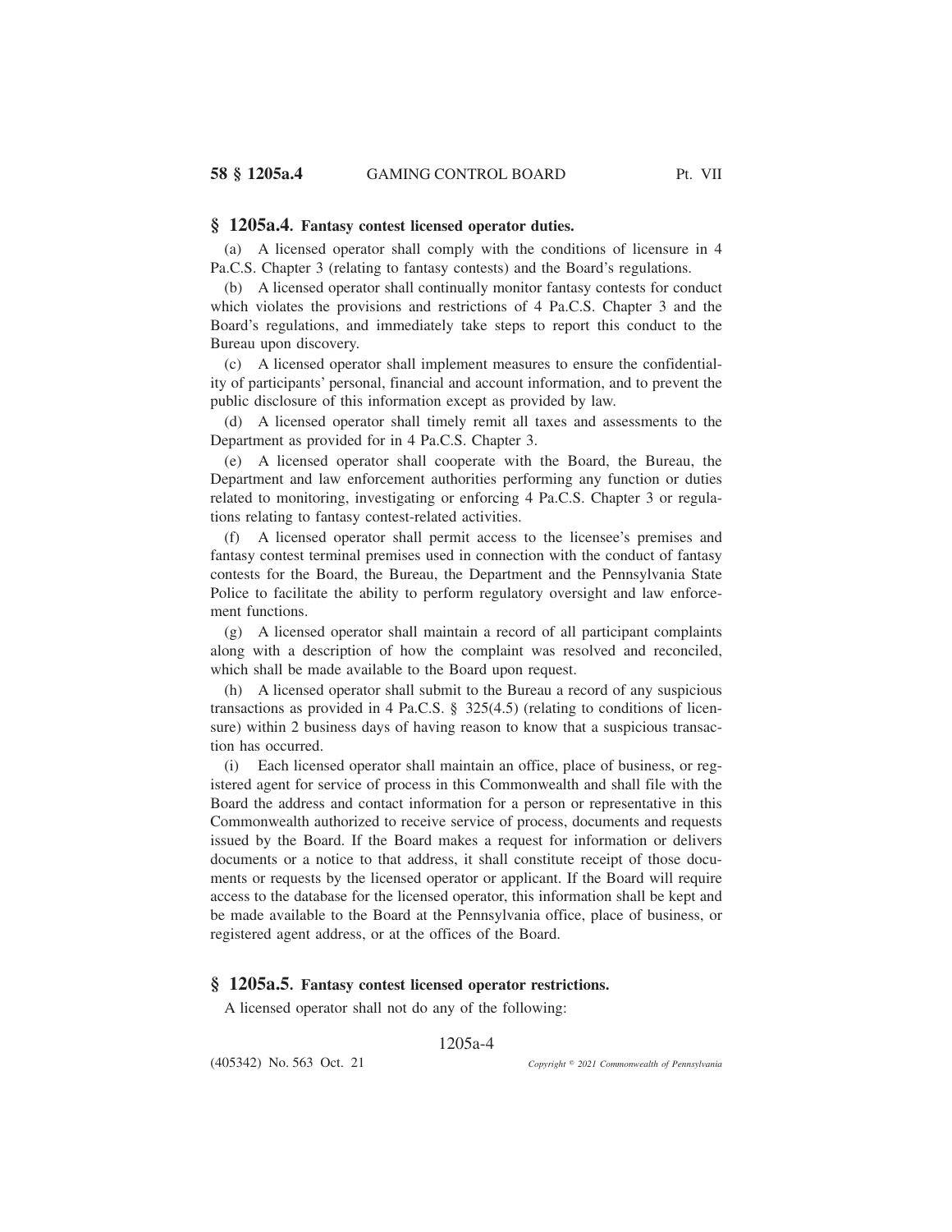## § 1205a.4. Fantasy contest licensed operator duties.

(a) A licensed operator shall comply with the conditions of licensure in 4 Pa.C.S. Chapter 3 (relating to fantasy contests) and the Board's regulations.

(b) A licensed operator shall continually monitor fantasy contests for conduct which violates the provisions and restrictions of 4 Pa.C.S. Chapter 3 and the Board's regulations, and immediately take steps to report this conduct to the Bureau upon discovery.

(c) A licensed operator shall implement measures to ensure the confidentiality of participants' personal, financial and account information, and to prevent the public disclosure of this information except as provided by law.

(d) A licensed operator shall timely remit all taxes and assessments to the Department as provided for in 4 Pa.C.S. Chapter 3.

(e) A licensed operator shall cooperate with the Board, the Bureau, the Department and law enforcement authorities performing any function or duties related to monitoring, investigating or enforcing 4 Pa.C.S. Chapter 3 or regulations relating to fantasy contest-related activities.

(f) A licensed operator shall permit access to the licensee's premises and fantasy contest terminal premises used in connection with the conduct of fantasy contests for the Board, the Bureau, the Department and the Pennsylvania State Police to facilitate the ability to perform regulatory oversight and law enforcement functions.

(g) A licensed operator shall maintain a record of all participant complaints along with a description of how the complaint was resolved and reconciled, which shall be made available to the Board upon request.

(h) A licensed operator shall submit to the Bureau a record of any suspicious transactions as provided in 4 Pa.C.S. § 325(4.5) (relating to conditions of licensure) within 2 business days of having reason to know that a suspicious transaction has occurred.

(i) Each licensed operator shall maintain an office, place of business, or registered agent for service of process in this Commonwealth and shall file with the Board the address and contact information for a person or representative in this Commonwealth authorized to receive service of process, documents and requests issued by the Board. If the Board makes a request for information or delivers documents or a notice to that address, it shall constitute receipt of those documents or requests by the licensed operator or applicant. If the Board will require access to the database for the licensed operator, this information shall be kept and be made available to the Board at the Pennsylvania office, place of business, or registered agent address, or at the offices of the Board.

## § 1205a.5. Fantasy contest licensed operator restrictions.

A licensed operator shall not do any of the following: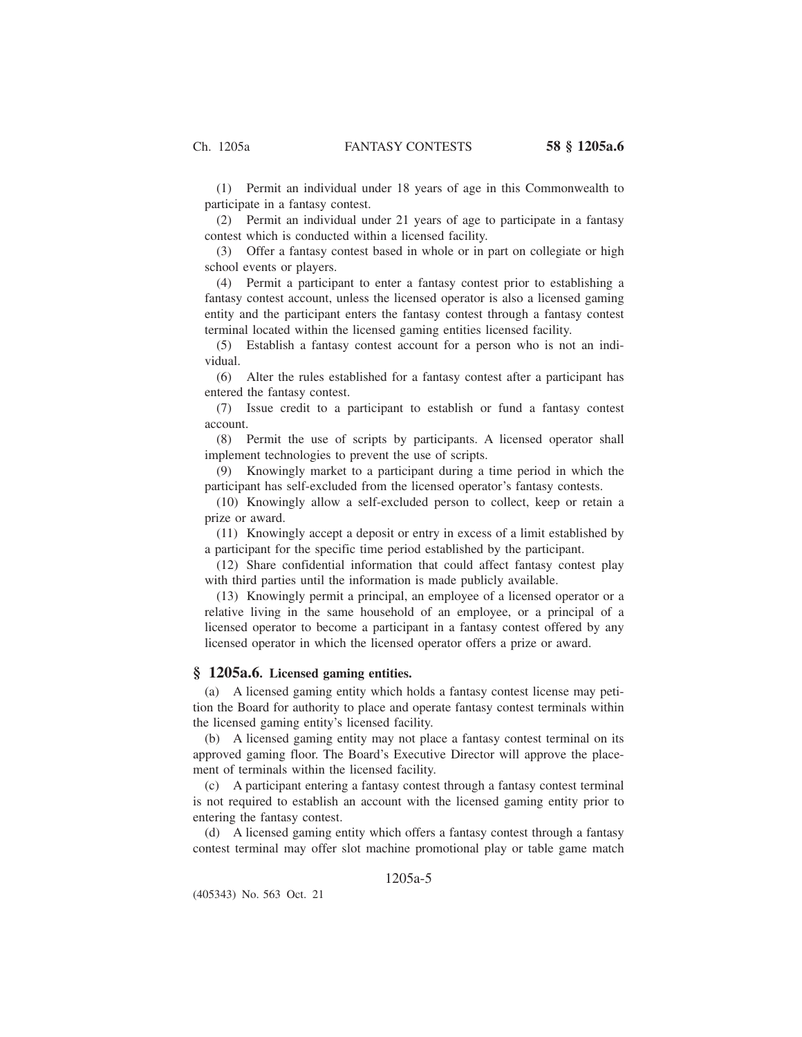(1) Permit an individual under 18 years of age in this Commonwealth to participate in a fantasy contest.

(2) Permit an individual under 21 years of age to participate in a fantasy contest which is conducted within a licensed facility.

(3) Offer a fantasy contest based in whole or in part on collegiate or high school events or players.

(4) Permit a participant to enter a fantasy contest prior to establishing a fantasy contest account, unless the licensed operator is also a licensed gaming entity and the participant enters the fantasy contest through a fantasy contest terminal located within the licensed gaming entities licensed facility.

(5) Establish a fantasy contest account for a person who is not an individual.

(6) Alter the rules established for a fantasy contest after a participant has entered the fantasy contest.

(7) Issue credit to a participant to establish or fund a fantasy contest account.

(8) Permit the use of scripts by participants. A licensed operator shall implement technologies to prevent the use of scripts.

(9) Knowingly market to a participant during a time period in which the participant has self-excluded from the licensed operator's fantasy contests.

(10) Knowingly allow a self-excluded person to collect, keep or retain a prize or award.

(11) Knowingly accept a deposit or entry in excess of a limit established by a participant for the specific time period established by the participant.

(12) Share confidential information that could affect fantasy contest play with third parties until the information is made publicly available.

(13) Knowingly permit a principal, an employee of a licensed operator or a relative living in the same household of an employee, or a principal of a licensed operator to become a participant in a fantasy contest offered by any licensed operator in which the licensed operator offers a prize or award.

## § 1205a.6. Licensed gaming entities.

(a) A licensed gaming entity which holds a fantasy contest license may petition the Board for authority to place and operate fantasy contest terminals within the licensed gaming entity's licensed facility.

(b) A licensed gaming entity may not place a fantasy contest terminal on its approved gaming floor. The Board's Executive Director will approve the placement of terminals within the licensed facility.

(c) A participant entering a fantasy contest through a fantasy contest terminal is not required to establish an account with the licensed gaming entity prior to entering the fantasy contest.

(d) A licensed gaming entity which offers a fantasy contest through a fantasy contest terminal may offer slot machine promotional play or table game match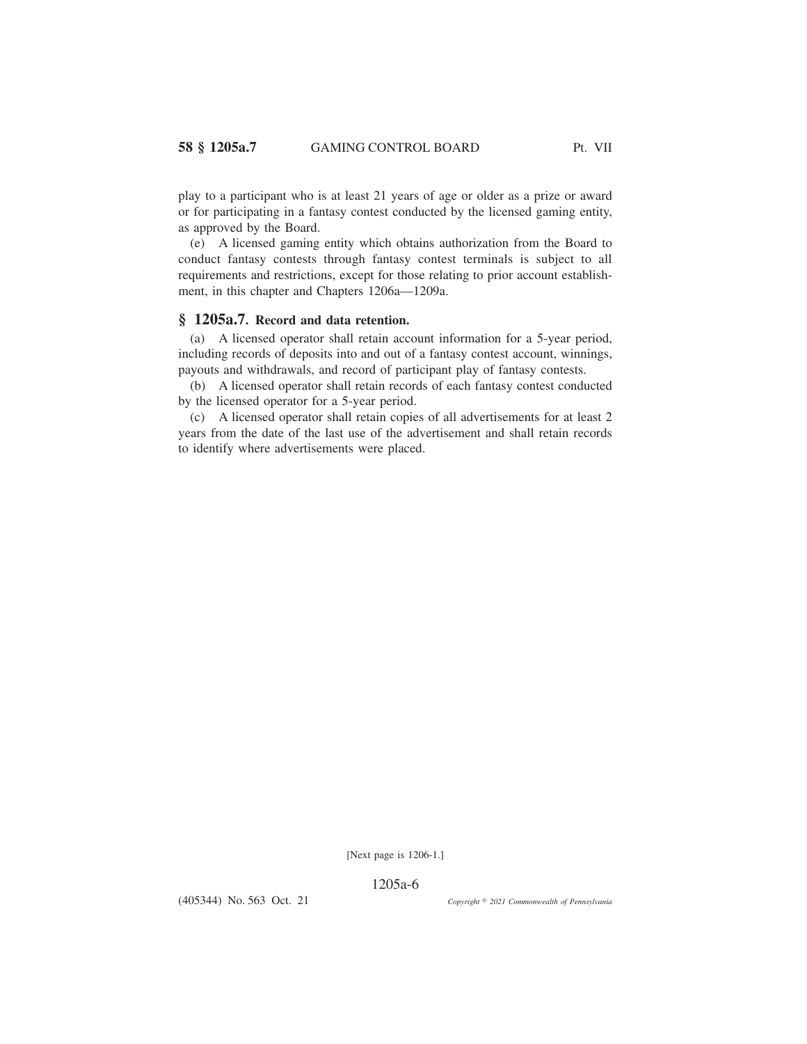play to a participant who is at least 21 years of age or older as a prize or award or for participating in a fantasy contest conducted by the licensed gaming entity, as approved by the Board.

(e) A licensed gaming entity which obtains authorization from the Board to conduct fantasy contests through fantasy contest terminals is subject to all requirements and restrictions, except for those relating to prior account establishment, in this chapter and Chapters 1206a—1209a.

## § 1205a.7. Record and data retention.

(a) A licensed operator shall retain account information for a 5-year period, including records of deposits into and out of a fantasy contest account, winnings, payouts and withdrawals, and record of participant play of fantasy contests.

(b) A licensed operator shall retain records of each fantasy contest conducted by the licensed operator for a 5-year period.

(c) A licensed operator shall retain copies of all advertisements for at least 2 years from the date of the last use of the advertisement and shall retain records to identify where advertisements were placed.

[Next page is 1206-1.]